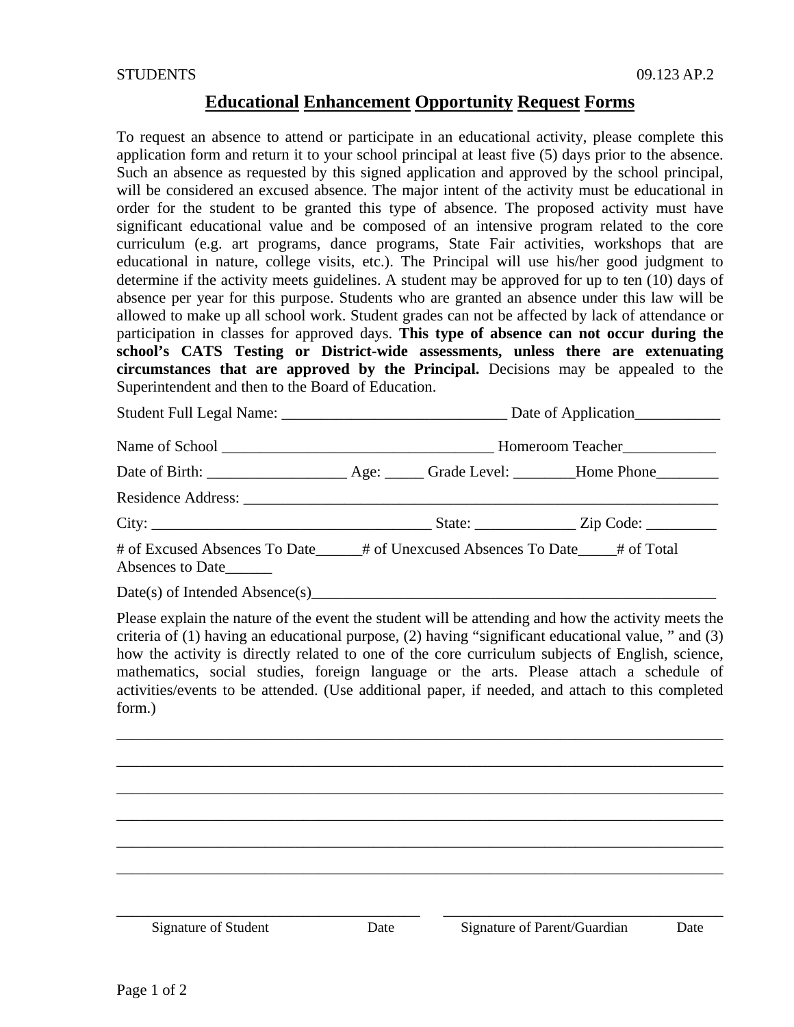STUDENTS 09.123 AP.2

# Educational Enhancement Opportunity Request Forms

To request an absence to attend or participate in an educational activity, please complete this application form and return it to your school principal at least five (5) days prior to the absence. Such an absence as requested by this signed application and approved by the school principal, will be considered an excused absence. The major intent of the activity must be educational in order for the student to be granted this type of absence. The proposed activity must have significant educational value and be composed of an intensive program related to the core curriculum (e.g. art programs, dance programs, State Fair activities, workshops that are educational in nature, college visits, etc.). The Principal will use his/her good judgment to determine if the activity meets guidelines. A student may be approved for up to ten (10) days of absence per year for this purpose. Students who are granted an absence under this law will be allowed to make up all school work. Student grades can not be affected by lack of attendance or participation in classes for approved days. **This type of absence can not occur during the school's CATS Testing or District-wide assessments, unless there are extenuating circumstances that are approved by the Principal.** Decisions may be appealed to the Superintendent and then to the Board of Education.

Student Full Legal Name: _____________________________ Date of Application___________

Name of School ___________________________________ Homeroom Teacher____________

Date of Birth: _________________ Age: _____ Grade Level: ________Home Phone________

Residence Address: ______________________________________________________________

City: ___________________________________ State: _____________ Zip Code: _________

# of Excused Absences To Date______# of Unexcused Absences To Date_____# of Total Absences to Date______

Date(s) of Intended Absence(s)_____________________________________________________

Please explain the nature of the event the student will be attending and how the activity meets the criteria of (1) having an educational purpose, (2) having "significant educational value, " and (3) how the activity is directly related to one of the core curriculum subjects of English, science, mathematics, social studies, foreign language or the arts. Please attach a schedule of activities/events to be attended. (Use additional paper, if needed, and attach to this completed form.)

_____________________________________________________________________________

_____________________________________________________________________________

_____________________________________________________________________________

_____________________________________________________________________________

_____________________________________________________________________________

_____________________________________________________________________________

________________________________________ ________________________________________

Signature of Student Date Signature of Parent/Guardian Date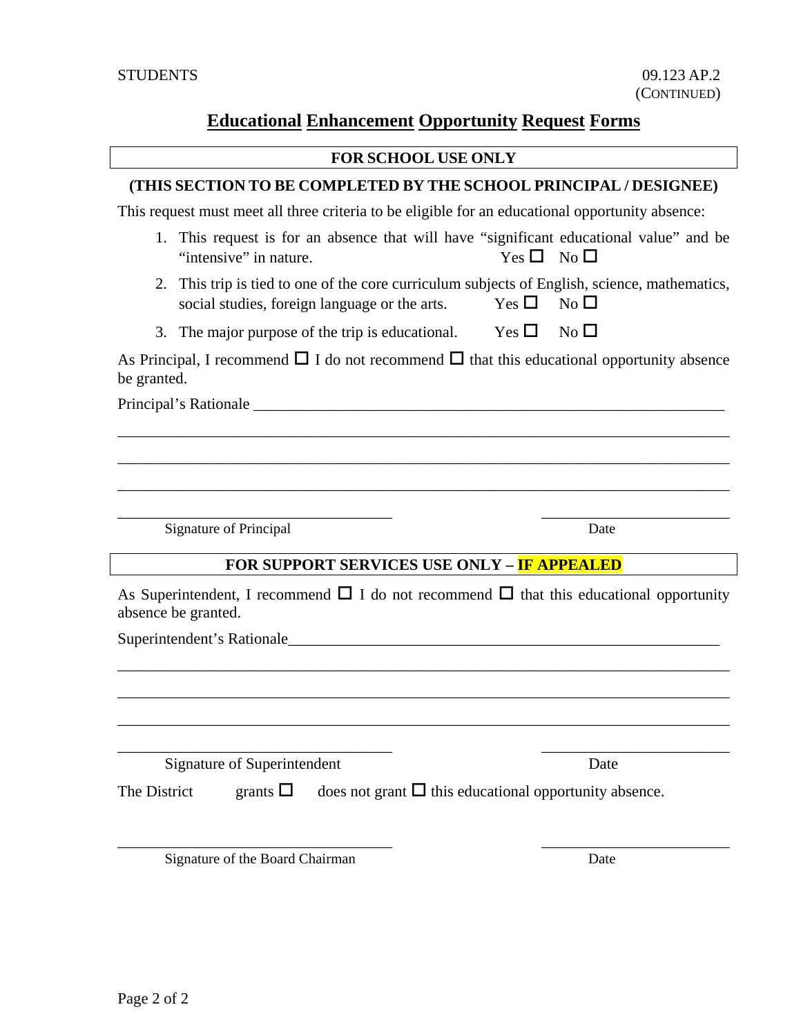## Educational Enhancement Opportunity Request Forms

**FOR SCHOOL USE ONLY**

**(THIS SECTION TO BE COMPLETED BY THE SCHOOL PRINCIPAL / DESIGNEE)**

This request must meet all three criteria to be eligible for an educational opportunity absence:

1. This request is for an absence that will have "significant educational value" and be "intensive" in nature. Yes ☐ No ☐
2. This trip is tied to one of the core curriculum subjects of English, science, mathematics, social studies, foreign language or the arts. Yes ☐ No ☐
3. The major purpose of the trip is educational. Yes ☐ No ☐

As Principal, I recommend ☐ I do not recommend ☐ that this educational opportunity absence be granted.

Principal's Rationale ________________________________________________________________

______________________________________________________________________________

______________________________________________________________________________

______________________________________________________________________________

____________________________________ ________________________

Signature of Principal Date

**FOR SUPPORT SERVICES USE ONLY – IF APPEALED**

As Superintendent, I recommend ☐ I do not recommend ☐ that this educational opportunity absence be granted.

Superintendent's Rationale_____________________________________________________

______________________________________________________________________________

______________________________________________________________________________

______________________________________________________________________________

____________________________________ ________________________

Signature of Superintendent Date

The District grants ☐ does not grant ☐ this educational opportunity absence.

____________________________________ ________________________

Signature of the Board Chairman Date